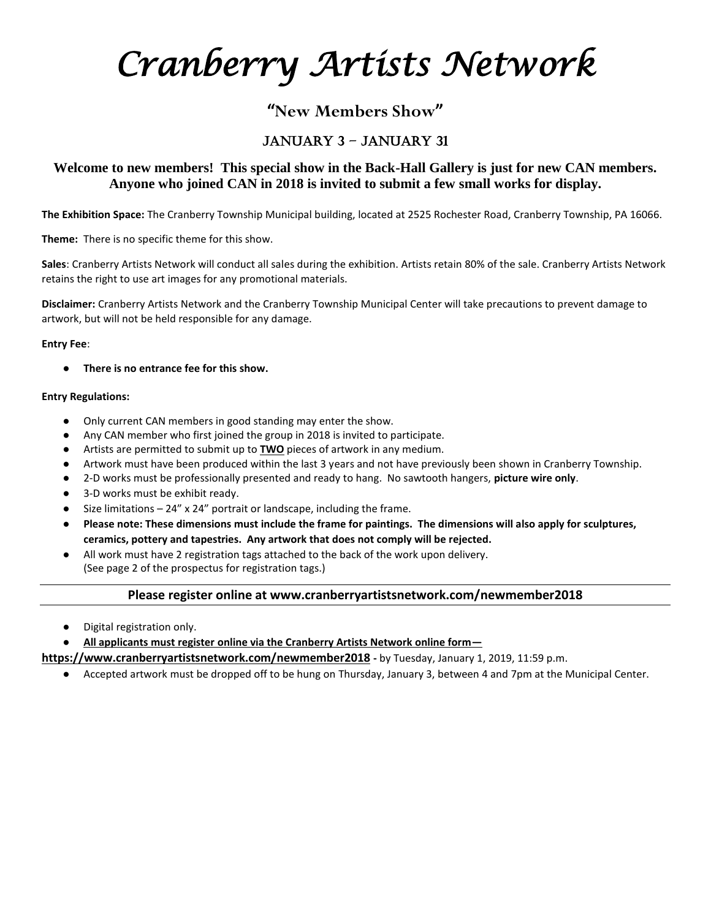# *Cranberry Artists Network*

## "New Members Show"

### JANUARY 3 – JANUARY 31

**Welcome to new members! This special show in the Back-Hall Gallery is just for new CAN members. Anyone who joined CAN in 2018 is invited to submit a few small works for display.**

**The Exhibition Space:** The Cranberry Township Municipal building, located at 2525 Rochester Road, Cranberry Township, PA 16066.

**Theme:** There is no specific theme for this show.

**Sales**: Cranberry Artists Network will conduct all sales during the exhibition. Artists retain 80% of the sale. Cranberry Artists Network retains the right to use art images for any promotional materials.

**Disclaimer:** Cranberry Artists Network and the Cranberry Township Municipal Center will take precautions to prevent damage to artwork, but will not be held responsible for any damage.

**Entry Fee**:

- **There is no entrance fee for this show.**

**Entry Regulations:**

- Only current CAN members in good standing may enter the show.
- Any CAN member who first joined the group in 2018 is invited to participate.
- Artists are permitted to submit up to <u>**TWO**</u> pieces of artwork in any medium.
- Artwork must have been produced within the last 3 years and not have previously been shown in Cranberry Township.
- 2-D works must be professionally presented and ready to hang. No sawtooth hangers, **picture wire only**.
- 3-D works must be exhibit ready.
- Size limitations – 24" x 24" portrait or landscape, including the frame.
- **Please note: These dimensions must include the frame for paintings. The dimensions will also apply for sculptures, ceramics, pottery and tapestries. Any artwork that does not comply will be rejected.**
- All work must have 2 registration tags attached to the back of the work upon delivery. (See page 2 of the prospectus for registration tags.)

---

**Please register online at www.cranberryartistsnetwork.com/newmember2018**

---

- Digital registration only.
- <u>**All applicants must register online via the Cranberry Artists Network online form—**</u>

<u>**https://www.cranberryartistsnetwork.com/newmember2018**</u> **-** by Tuesday, January 1, 2019, 11:59 p.m.

- Accepted artwork must be dropped off to be hung on Thursday, January 3, between 4 and 7pm at the Municipal Center.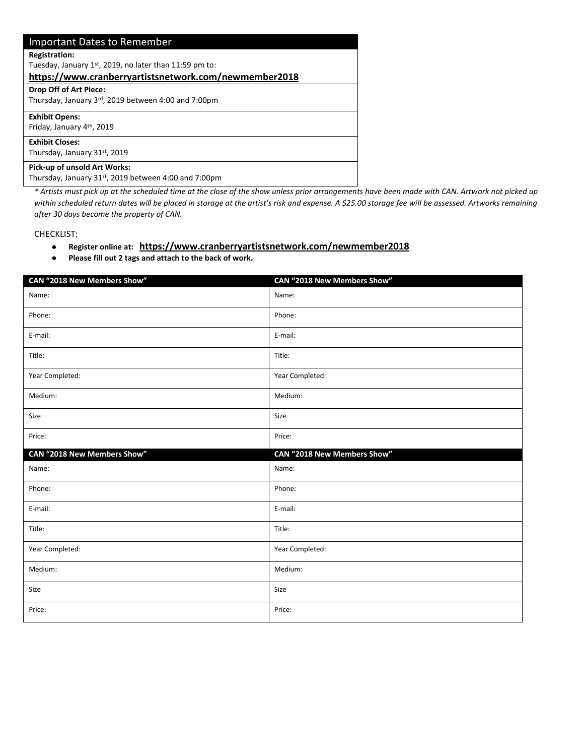## Important Dates to Remember

**Registration:**
Tuesday, January 1st, 2019, no later than 11:59 pm to:
**https://www.cranberryartistsnetwork.com/newmember2018**

**Drop Off of Art Piece:**
Thursday, January 3rd, 2019 between 4:00 and 7:00pm

**Exhibit Opens:**
Friday, January 4th, 2019

**Exhibit Closes:**
Thursday, January 31st, 2019

**Pick-up of unsold Art Works:**
Thursday, January 31st, 2019 between 4:00 and 7:00pm

*\* Artists must pick up at the scheduled time at the close of the show unless prior arrangements have been made with CAN. Artwork not picked up within scheduled return dates will be placed in storage at the artist's risk and expense. A $25.00 storage fee will be assessed. Artworks remaining after 30 days become the property of CAN.*

CHECKLIST:

- **Register online at: https://www.cranberryartistsnetwork.com/newmember2018**
- **Please fill out 2 tags and attach to the back of work.**

| CAN "2018 New Members Show" | CAN "2018 New Members Show" |
|---|---|
| Name: | Name: |
| Phone: | Phone: |
| E-mail: | E-mail: |
| Title: | Title: |
| Year Completed: | Year Completed: |
| Medium: | Medium: |
| Size | Size |
| Price: | Price: |

| CAN "2018 New Members Show" | CAN "2018 New Members Show" |
|---|---|
| Name: | Name: |
| Phone: | Phone: |
| E-mail: | E-mail: |
| Title: | Title: |
| Year Completed: | Year Completed: |
| Medium: | Medium: |
| Size | Size |
| Price: | Price: |